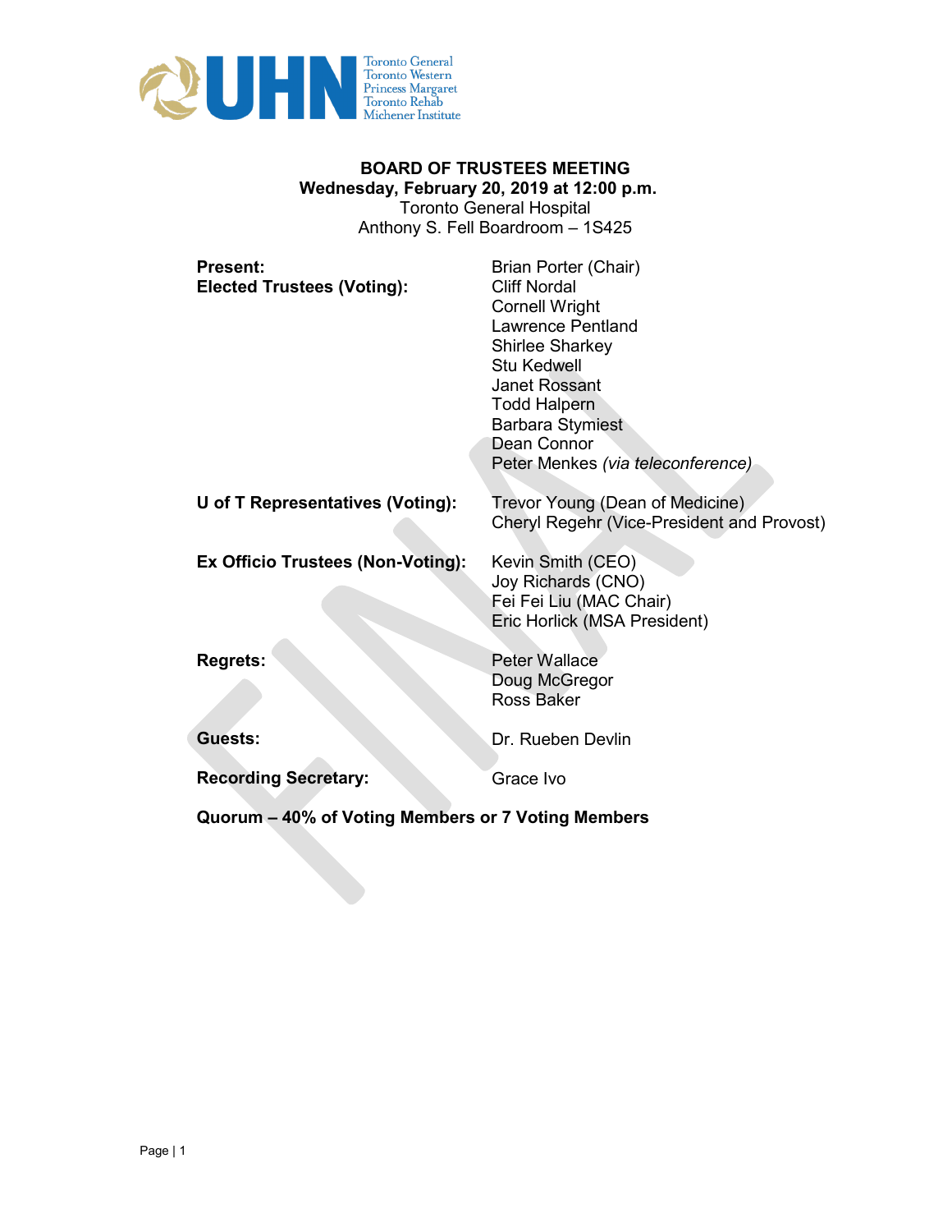# BOARD OF TRUSTEES MEETING

**Wednesday, February 20, 2019 at 12:00 p.m.**
Toronto General Hospital
Anthony S. Fell Boardroom – 1S425

| | |
|---|---|
| **Present:** | Brian Porter (Chair) |
| **Elected Trustees (Voting):** | Cliff Nordal |
| | Cornell Wright |
| | Lawrence Pentland |
| | Shirlee Sharkey |
| | Stu Kedwell |
| | Janet Rossant |
| | Todd Halpern |
| | Barbara Stymiest |
| | Dean Connor |
| | Peter Menkes *(via teleconference)* |
| **U of T Representatives (Voting):** | Trevor Young (Dean of Medicine) |
| | Cheryl Regehr (Vice-President and Provost) |
| **Ex Officio Trustees (Non-Voting):** | Kevin Smith (CEO) |
| | Joy Richards (CNO) |
| | Fei Fei Liu (MAC Chair) |
| | Eric Horlick (MSA President) |
| **Regrets:** | Peter Wallace |
| | Doug McGregor |
| | Ross Baker |
| **Guests:** | Dr. Rueben Devlin |
| **Recording Secretary:** | Grace Ivo |

**Quorum – 40% of Voting Members or 7 Voting Members**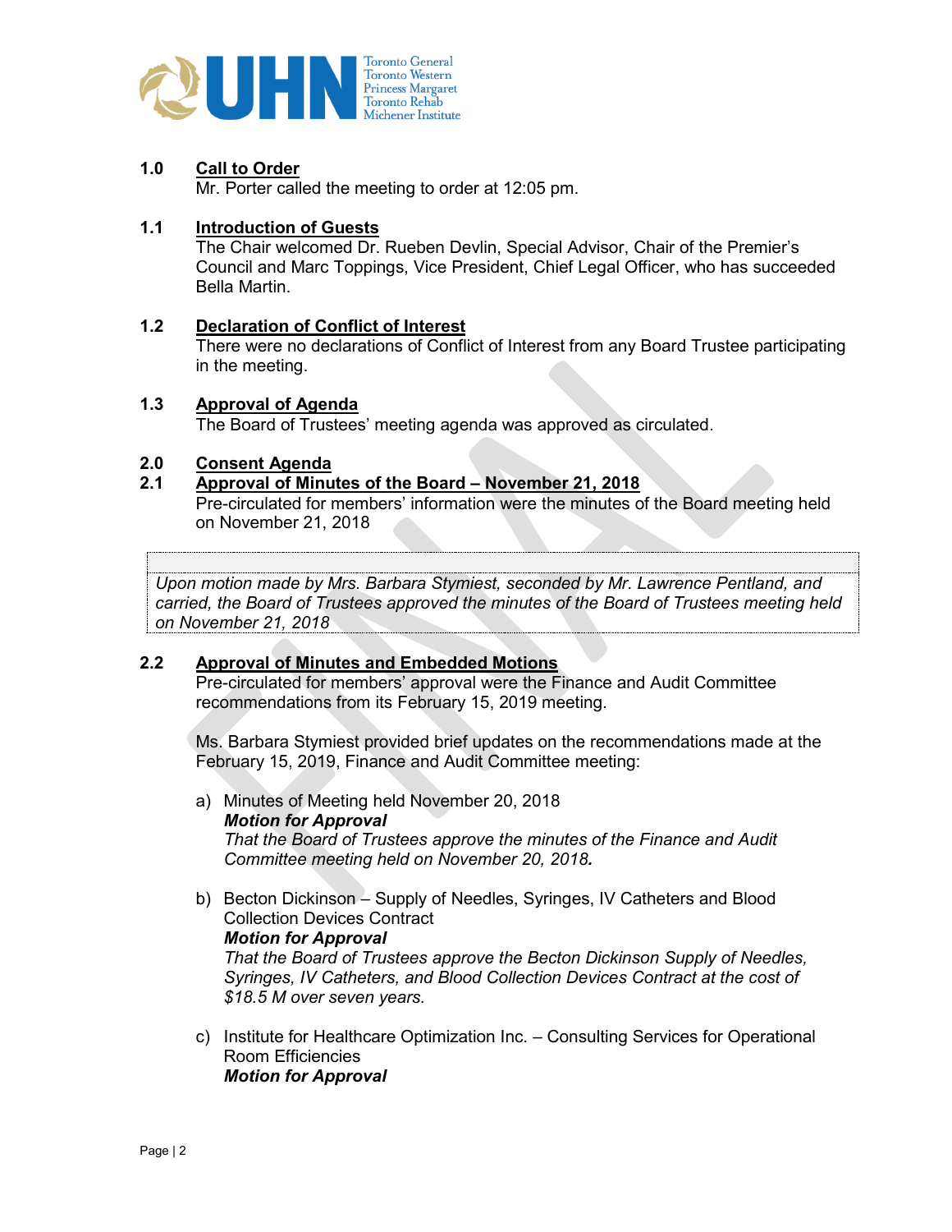## 1.0 Call to Order

Mr. Porter called the meeting to order at 12:05 pm.

## 1.1 Introduction of Guests

The Chair welcomed Dr. Rueben Devlin, Special Advisor, Chair of the Premier's Council and Marc Toppings, Vice President, Chief Legal Officer, who has succeeded Bella Martin.

## 1.2 Declaration of Conflict of Interest

There were no declarations of Conflict of Interest from any Board Trustee participating in the meeting.

## 1.3 Approval of Agenda

The Board of Trustees' meeting agenda was approved as circulated.

## 2.0 Consent Agenda

## 2.1 Approval of Minutes of the Board – November 21, 2018

Pre-circulated for members' information were the minutes of the Board meeting held on November 21, 2018

*Upon motion made by Mrs. Barbara Stymiest, seconded by Mr. Lawrence Pentland, and carried, the Board of Trustees approved the minutes of the Board of Trustees meeting held on November 21, 2018*

## 2.2 Approval of Minutes and Embedded Motions

Pre-circulated for members' approval were the Finance and Audit Committee recommendations from its February 15, 2019 meeting.

Ms. Barbara Stymiest provided brief updates on the recommendations made at the February 15, 2019, Finance and Audit Committee meeting:

a) Minutes of Meeting held November 20, 2018
   ***Motion for Approval***
   *That the Board of Trustees approve the minutes of the Finance and Audit Committee meeting held on November 20, 2018.*

b) Becton Dickinson – Supply of Needles, Syringes, IV Catheters and Blood Collection Devices Contract
   ***Motion for Approval***
   *That the Board of Trustees approve the Becton Dickinson Supply of Needles, Syringes, IV Catheters, and Blood Collection Devices Contract at the cost of $18.5 M over seven years.*

c) Institute for Healthcare Optimization Inc. – Consulting Services for Operational Room Efficiencies
   ***Motion for Approval***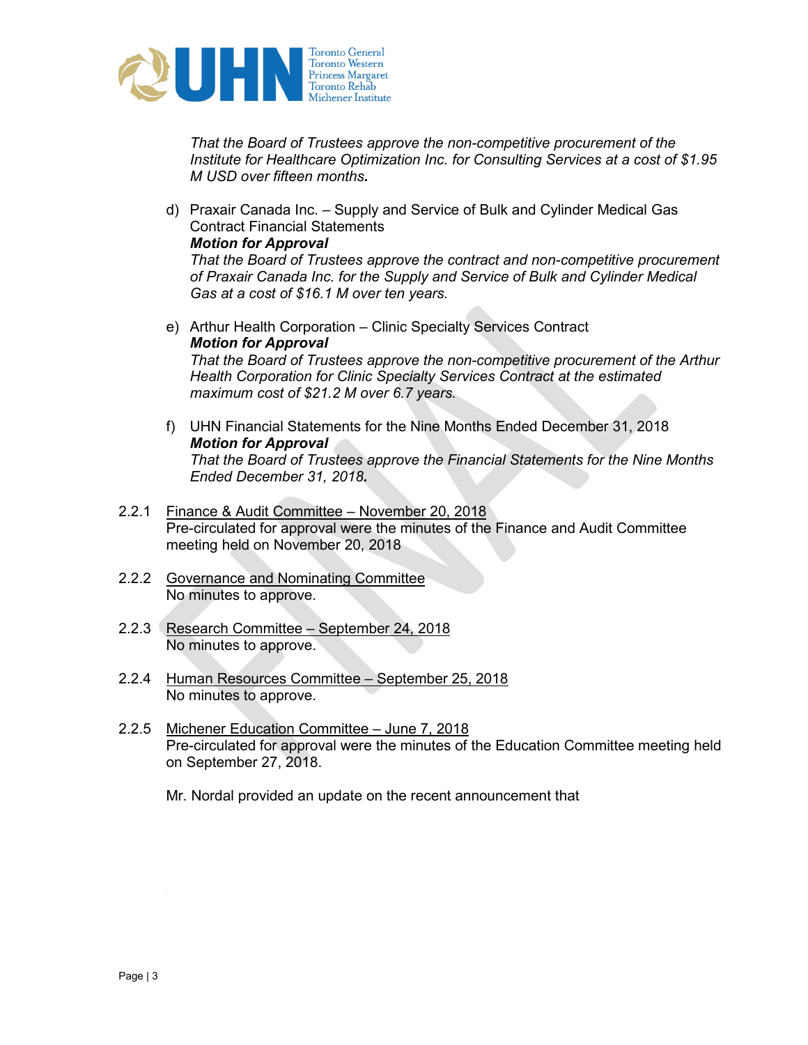*That the Board of Trustees approve the non-competitive procurement of the Institute for Healthcare Optimization Inc. for Consulting Services at a cost of $1.95 M USD over fifteen months.*

d) Praxair Canada Inc. – Supply and Service of Bulk and Cylinder Medical Gas Contract Financial Statements
***Motion for Approval***
*That the Board of Trustees approve the contract and non-competitive procurement of Praxair Canada Inc. for the Supply and Service of Bulk and Cylinder Medical Gas at a cost of $16.1 M over ten years.*

e) Arthur Health Corporation – Clinic Specialty Services Contract
***Motion for Approval***
*That the Board of Trustees approve the non-competitive procurement of the Arthur Health Corporation for Clinic Specialty Services Contract at the estimated maximum cost of $21.2 M over 6.7 years.*

f) UHN Financial Statements for the Nine Months Ended December 31, 2018
***Motion for Approval***
*That the Board of Trustees approve the Financial Statements for the Nine Months Ended December 31, 2018.*

2.2.1 <u>Finance & Audit Committee – November 20, 2018</u>
Pre-circulated for approval were the minutes of the Finance and Audit Committee meeting held on November 20, 2018

2.2.2 <u>Governance and Nominating Committee</u>
No minutes to approve.

2.2.3 <u>Research Committee – September 24, 2018</u>
No minutes to approve.

2.2.4 <u>Human Resources Committee – September 25, 2018</u>
No minutes to approve.

2.2.5 <u>Michener Education Committee – June 7, 2018</u>
Pre-circulated for approval were the minutes of the Education Committee meeting held on September 27, 2018.

Mr. Nordal provided an update on the recent announcement that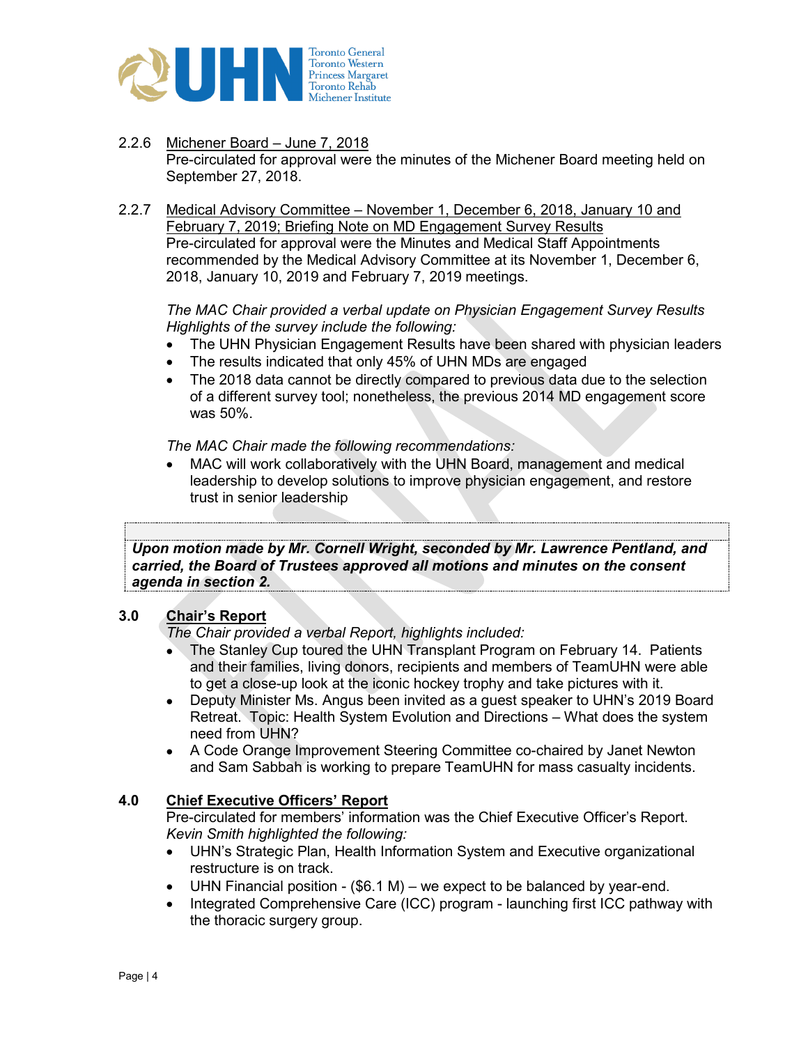2.2.6 Michener Board – June 7, 2018

Pre-circulated for approval were the minutes of the Michener Board meeting held on September 27, 2018.

2.2.7 Medical Advisory Committee – November 1, December 6, 2018, January 10 and February 7, 2019; Briefing Note on MD Engagement Survey Results

Pre-circulated for approval were the Minutes and Medical Staff Appointments recommended by the Medical Advisory Committee at its November 1, December 6, 2018, January 10, 2019 and February 7, 2019 meetings.

*The MAC Chair provided a verbal update on Physician Engagement Survey Results Highlights of the survey include the following:*

- The UHN Physician Engagement Results have been shared with physician leaders
- The results indicated that only 45% of UHN MDs are engaged
- The 2018 data cannot be directly compared to previous data due to the selection of a different survey tool; nonetheless, the previous 2014 MD engagement score was 50%.

*The MAC Chair made the following recommendations:*

- MAC will work collaboratively with the UHN Board, management and medical leadership to develop solutions to improve physician engagement, and restore trust in senior leadership

***Upon motion made by Mr. Cornell Wright, seconded by Mr. Lawrence Pentland, and carried, the Board of Trustees approved all motions and minutes on the consent agenda in section 2.***

## 3.0 Chair's Report

*The Chair provided a verbal Report, highlights included:*

- The Stanley Cup toured the UHN Transplant Program on February 14. Patients and their families, living donors, recipients and members of TeamUHN were able to get a close-up look at the iconic hockey trophy and take pictures with it.
- Deputy Minister Ms. Angus been invited as a guest speaker to UHN's 2019 Board Retreat. Topic: Health System Evolution and Directions – What does the system need from UHN?
- A Code Orange Improvement Steering Committee co-chaired by Janet Newton and Sam Sabbah is working to prepare TeamUHN for mass casualty incidents.

## 4.0 Chief Executive Officers' Report

Pre-circulated for members' information was the Chief Executive Officer's Report. *Kevin Smith highlighted the following:*

- UHN's Strategic Plan, Health Information System and Executive organizational restructure is on track.
- UHN Financial position - ($6.1 M) – we expect to be balanced by year-end.
- Integrated Comprehensive Care (ICC) program - launching first ICC pathway with the thoracic surgery group.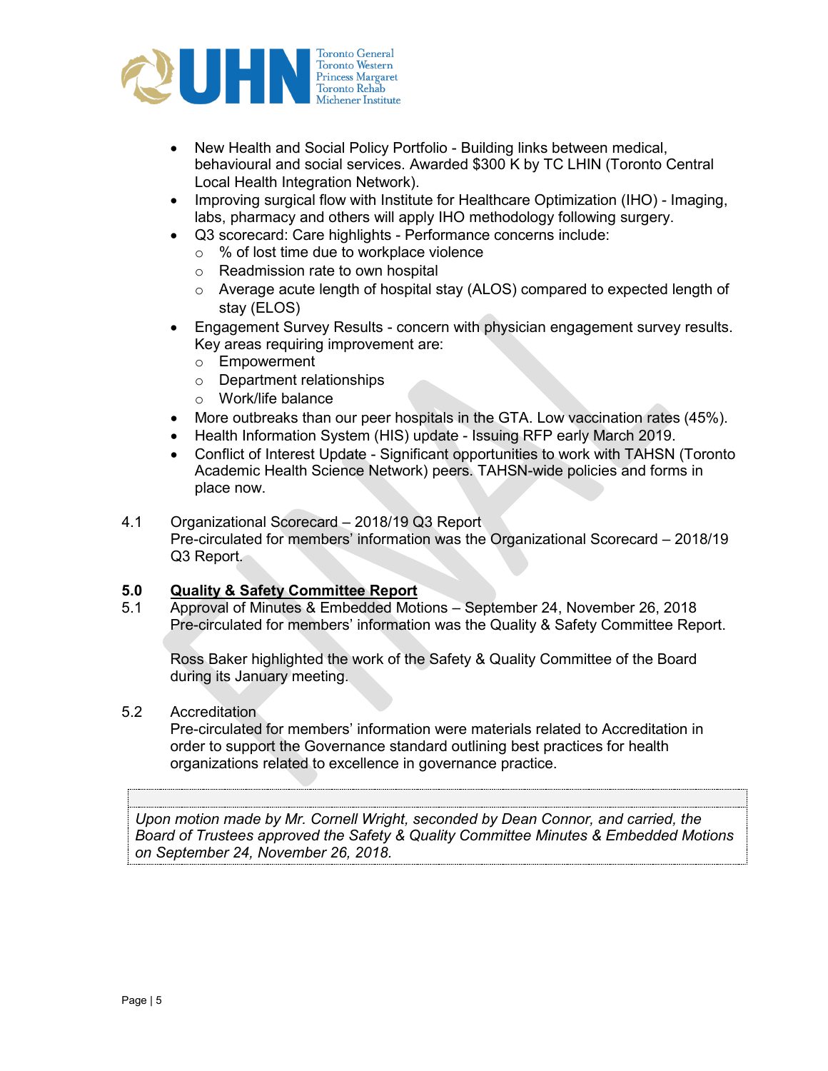- New Health and Social Policy Portfolio - Building links between medical, behavioural and social services. Awarded $300 K by TC LHIN (Toronto Central Local Health Integration Network).
- Improving surgical flow with Institute for Healthcare Optimization (IHO) - Imaging, labs, pharmacy and others will apply IHO methodology following surgery.
- Q3 scorecard: Care highlights - Performance concerns include:
  - % of lost time due to workplace violence
  - Readmission rate to own hospital
  - Average acute length of hospital stay (ALOS) compared to expected length of stay (ELOS)
- Engagement Survey Results - concern with physician engagement survey results. Key areas requiring improvement are:
  - Empowerment
  - Department relationships
  - Work/life balance
- More outbreaks than our peer hospitals in the GTA. Low vaccination rates (45%).
- Health Information System (HIS) update - Issuing RFP early March 2019.
- Conflict of Interest Update - Significant opportunities to work with TAHSN (Toronto Academic Health Science Network) peers. TAHSN-wide policies and forms in place now.

4.1 Organizational Scorecard – 2018/19 Q3 Report
Pre-circulated for members' information was the Organizational Scorecard – 2018/19 Q3 Report.

## 5.0 Quality & Safety Committee Report

5.1 Approval of Minutes & Embedded Motions – September 24, November 26, 2018
Pre-circulated for members' information was the Quality & Safety Committee Report.

Ross Baker highlighted the work of the Safety & Quality Committee of the Board during its January meeting.

5.2 Accreditation
Pre-circulated for members' information were materials related to Accreditation in order to support the Governance standard outlining best practices for health organizations related to excellence in governance practice.

*Upon motion made by Mr. Cornell Wright, seconded by Dean Connor, and carried, the Board of Trustees approved the Safety & Quality Committee Minutes & Embedded Motions on September 24, November 26, 2018.*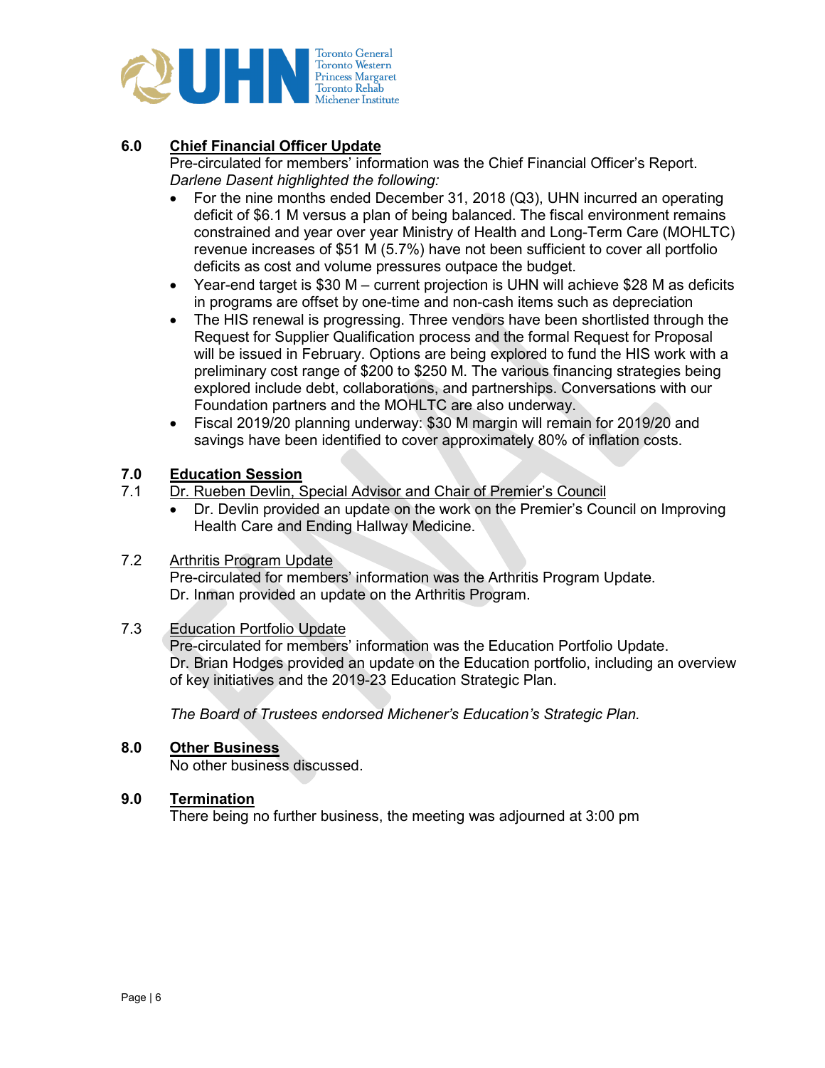## 6.0 Chief Financial Officer Update

Pre-circulated for members' information was the Chief Financial Officer's Report.
*Darlene Dasent highlighted the following:*

- For the nine months ended December 31, 2018 (Q3), UHN incurred an operating deficit of $6.1 M versus a plan of being balanced. The fiscal environment remains constrained and year over year Ministry of Health and Long-Term Care (MOHLTC) revenue increases of $51 M (5.7%) have not been sufficient to cover all portfolio deficits as cost and volume pressures outpace the budget.
- Year-end target is $30 M – current projection is UHN will achieve $28 M as deficits in programs are offset by one-time and non-cash items such as depreciation
- The HIS renewal is progressing. Three vendors have been shortlisted through the Request for Supplier Qualification process and the formal Request for Proposal will be issued in February. Options are being explored to fund the HIS work with a preliminary cost range of $200 to $250 M. The various financing strategies being explored include debt, collaborations, and partnerships. Conversations with our Foundation partners and the MOHLTC are also underway.
- Fiscal 2019/20 planning underway: $30 M margin will remain for 2019/20 and savings have been identified to cover approximately 80% of inflation costs.

## 7.0 Education Session

### 7.1 Dr. Rueben Devlin, Special Advisor and Chair of Premier's Council

- Dr. Devlin provided an update on the work on the Premier's Council on Improving Health Care and Ending Hallway Medicine.

### 7.2 Arthritis Program Update

Pre-circulated for members' information was the Arthritis Program Update.
Dr. Inman provided an update on the Arthritis Program.

### 7.3 Education Portfolio Update

Pre-circulated for members' information was the Education Portfolio Update.
Dr. Brian Hodges provided an update on the Education portfolio, including an overview of key initiatives and the 2019-23 Education Strategic Plan.

*The Board of Trustees endorsed Michener's Education's Strategic Plan.*

## 8.0 Other Business

No other business discussed.

## 9.0 Termination

There being no further business, the meeting was adjourned at 3:00 pm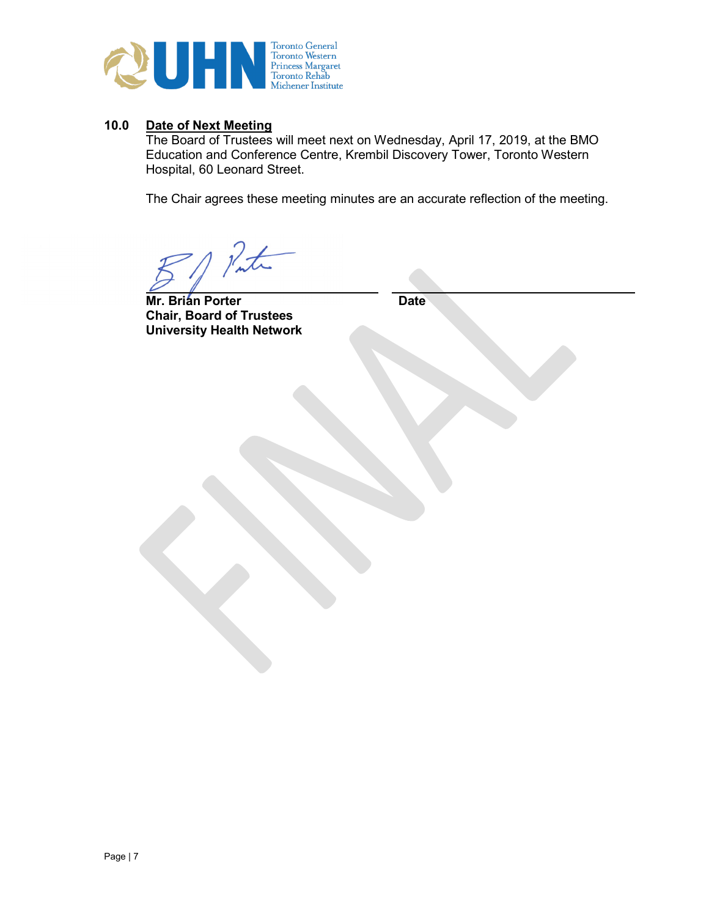## 10.0 Date of Next Meeting

The Board of Trustees will meet next on Wednesday, April 17, 2019, at the BMO Education and Conference Centre, Krembil Discovery Tower, Toronto Western Hospital, 60 Leonard Street.

The Chair agrees these meeting minutes are an accurate reflection of the meeting.

**Mr. Brian Porter**
**Chair, Board of Trustees**
**University Health Network**

**Date**